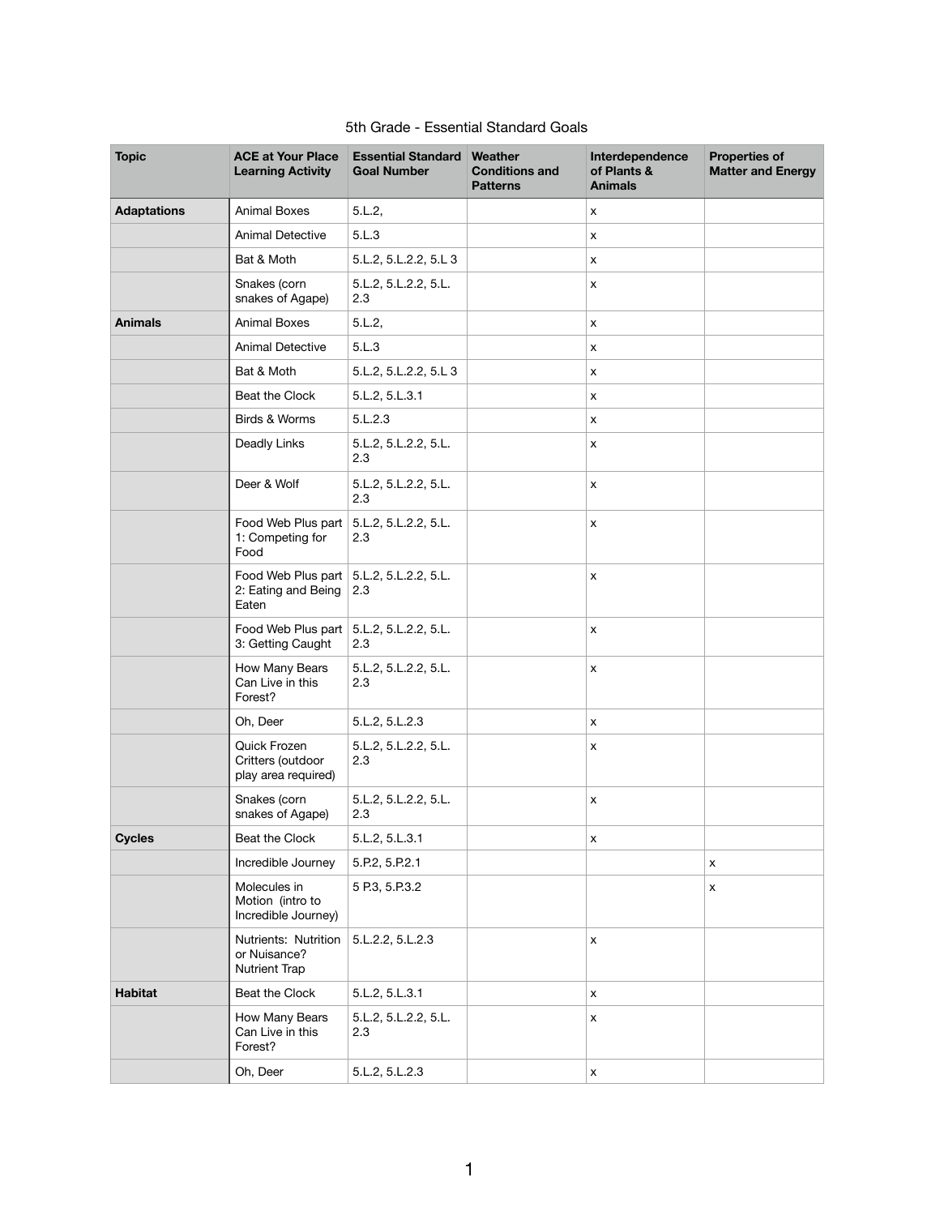5th Grade - Essential Standard Goals

| Topic | ACE at Your Place Learning Activity | Essential Standard Goal Number | Weather Conditions and Patterns | Interdependence of Plants & Animals | Properties of Matter and Energy |
|---|---|---|---|---|---|
| **Adaptations** | Animal Boxes | 5.L.2, | | x | |
| | Animal Detective | 5.L.3 | | x | |
| | Bat & Moth | 5.L.2, 5.L.2.2, 5.L 3 | | x | |
| | Snakes (corn snakes of Agape) | 5.L.2, 5.L.2.2, 5.L. 2.3 | | x | |
| **Animals** | Animal Boxes | 5.L.2, | | x | |
| | Animal Detective | 5.L.3 | | x | |
| | Bat & Moth | 5.L.2, 5.L.2.2, 5.L 3 | | x | |
| | Beat the Clock | 5.L.2, 5.L.3.1 | | x | |
| | Birds & Worms | 5.L.2.3 | | x | |
| | Deadly Links | 5.L.2, 5.L.2.2, 5.L. 2.3 | | x | |
| | Deer & Wolf | 5.L.2, 5.L.2.2, 5.L. 2.3 | | x | |
| | Food Web Plus part 1: Competing for Food | 5.L.2, 5.L.2.2, 5.L. 2.3 | | x | |
| | Food Web Plus part 2: Eating and Being Eaten | 5.L.2, 5.L.2.2, 5.L. 2.3 | | x | |
| | Food Web Plus part 3: Getting Caught | 5.L.2, 5.L.2.2, 5.L. 2.3 | | x | |
| | How Many Bears Can Live in this Forest? | 5.L.2, 5.L.2.2, 5.L. 2.3 | | x | |
| | Oh, Deer | 5.L.2, 5.L.2.3 | | x | |
| | Quick Frozen Critters (outdoor play area required) | 5.L.2, 5.L.2.2, 5.L. 2.3 | | x | |
| | Snakes (corn snakes of Agape) | 5.L.2, 5.L.2.2, 5.L. 2.3 | | x | |
| **Cycles** | Beat the Clock | 5.L.2, 5.L.3.1 | | x | |
| | Incredible Journey | 5.P.2, 5.P.2.1 | | | x |
| | Molecules in Motion (intro to Incredible Journey) | 5 P.3, 5.P.3.2 | | | x |
| | Nutrients: Nutrition or Nuisance? Nutrient Trap | 5.L.2.2, 5.L.2.3 | | x | |
| **Habitat** | Beat the Clock | 5.L.2, 5.L.3.1 | | x | |
| | How Many Bears Can Live in this Forest? | 5.L.2, 5.L.2.2, 5.L. 2.3 | | x | |
| | Oh, Deer | 5.L.2, 5.L.2.3 | | x | |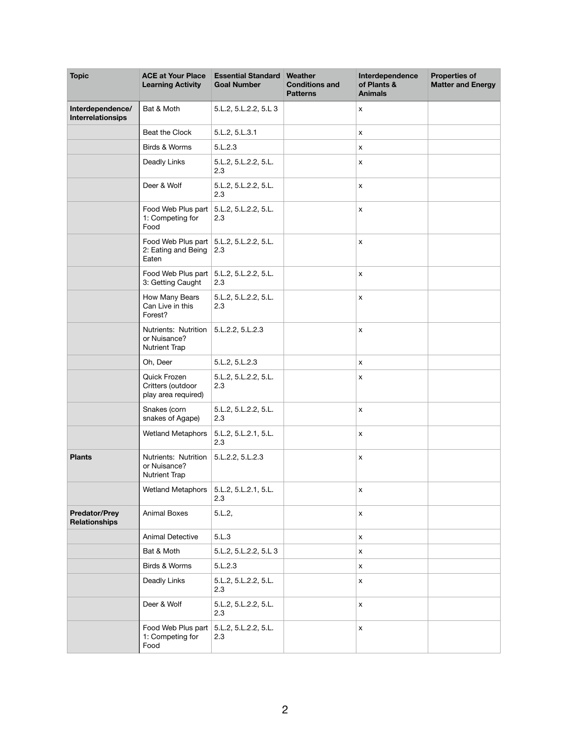| Topic | ACE at Your Place Learning Activity | Essential Standard Goal Number | Weather Conditions and Patterns | Interdependence of Plants & Animals | Properties of Matter and Energy |
| --- | --- | --- | --- | --- | --- |
| **Interdependence/ Interrelationsips** | Bat & Moth | 5.L.2, 5.L.2.2, 5.L 3 | | x | |
| | Beat the Clock | 5.L.2, 5.L.3.1 | | x | |
| | Birds & Worms | 5.L.2.3 | | x | |
| | Deadly Links | 5.L.2, 5.L.2.2, 5.L. 2.3 | | x | |
| | Deer & Wolf | 5.L.2, 5.L.2.2, 5.L. 2.3 | | x | |
| | Food Web Plus part 1: Competing for Food | 5.L.2, 5.L.2.2, 5.L. 2.3 | | x | |
| | Food Web Plus part 2: Eating and Being Eaten | 5.L.2, 5.L.2.2, 5.L. 2.3 | | x | |
| | Food Web Plus part 3: Getting Caught | 5.L.2, 5.L.2.2, 5.L. 2.3 | | x | |
| | How Many Bears Can Live in this Forest? | 5.L.2, 5.L.2.2, 5.L. 2.3 | | x | |
| | Nutrients: Nutrition or Nuisance? Nutrient Trap | 5.L.2.2, 5.L.2.3 | | x | |
| | Oh, Deer | 5.L.2, 5.L.2.3 | | x | |
| | Quick Frozen Critters (outdoor play area required) | 5.L.2, 5.L.2.2, 5.L. 2.3 | | x | |
| | Snakes (corn snakes of Agape) | 5.L.2, 5.L.2.2, 5.L. 2.3 | | x | |
| | Wetland Metaphors | 5.L.2, 5.L.2.1, 5.L. 2.3 | | x | |
| **Plants** | Nutrients: Nutrition or Nuisance? Nutrient Trap | 5.L.2.2, 5.L.2.3 | | x | |
| | Wetland Metaphors | 5.L.2, 5.L.2.1, 5.L. 2.3 | | x | |
| **Predator/Prey Relationships** | Animal Boxes | 5.L.2, | | x | |
| | Animal Detective | 5.L.3 | | x | |
| | Bat & Moth | 5.L.2, 5.L.2.2, 5.L 3 | | x | |
| | Birds & Worms | 5.L.2.3 | | x | |
| | Deadly Links | 5.L.2, 5.L.2.2, 5.L. 2.3 | | x | |
| | Deer & Wolf | 5.L.2, 5.L.2.2, 5.L. 2.3 | | x | |
| | Food Web Plus part 1: Competing for Food | 5.L.2, 5.L.2.2, 5.L. 2.3 | | x | |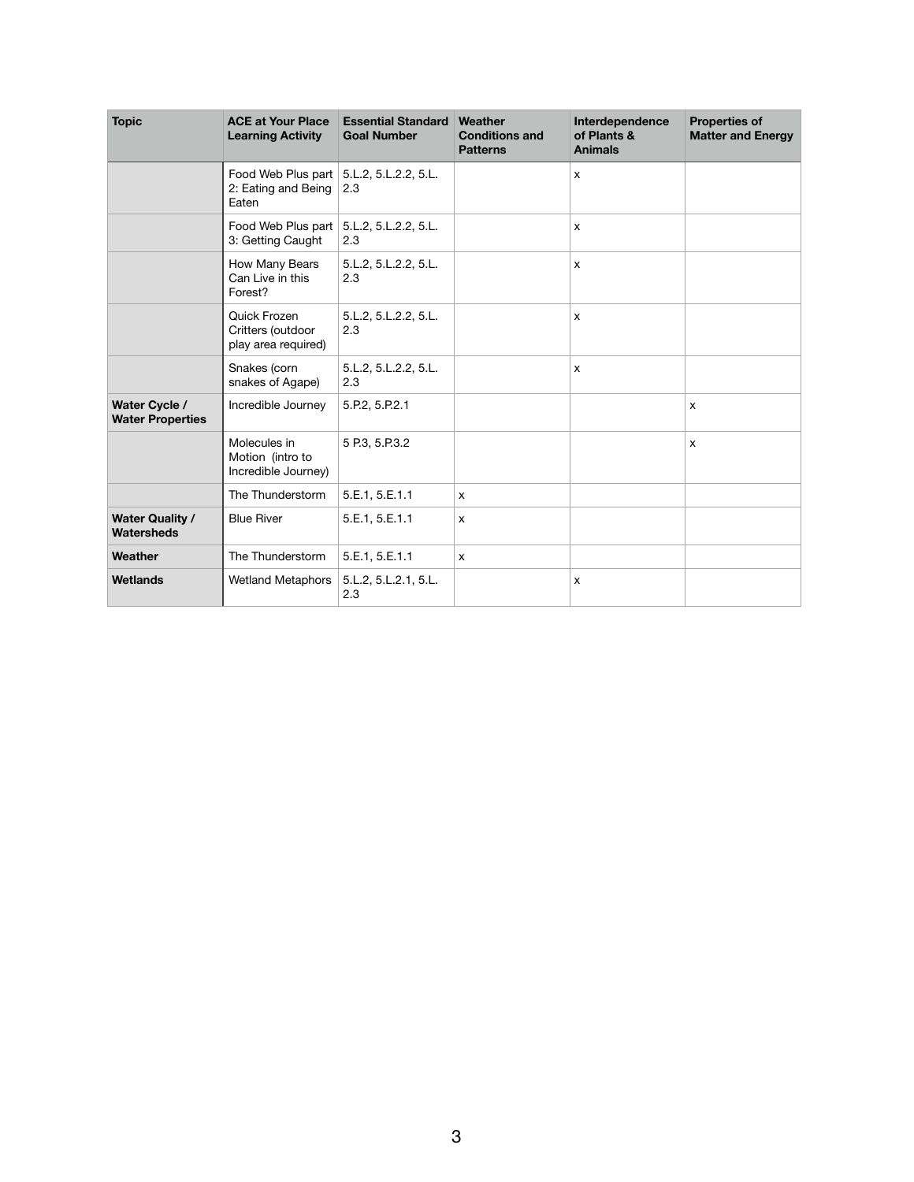| Topic | ACE at Your Place Learning Activity | Essential Standard Goal Number | Weather Conditions and Patterns | Interdependence of Plants & Animals | Properties of Matter and Energy |
|---|---|---|---|---|---|
| | Food Web Plus part 2: Eating and Being Eaten | 5.L.2, 5.L.2.2, 5.L.2.3 | | x | |
| | Food Web Plus part 3: Getting Caught | 5.L.2, 5.L.2.2, 5.L.2.3 | | x | |
| | How Many Bears Can Live in this Forest? | 5.L.2, 5.L.2.2, 5.L.2.3 | | x | |
| | Quick Frozen Critters (outdoor play area required) | 5.L.2, 5.L.2.2, 5.L.2.3 | | x | |
| | Snakes (corn snakes of Agape) | 5.L.2, 5.L.2.2, 5.L.2.3 | | x | |
| **Water Cycle / Water Properties** | Incredible Journey | 5.P.2, 5.P.2.1 | | | x |
| | Molecules in Motion (intro to Incredible Journey) | 5 P.3, 5.P.3.2 | | | x |
| | The Thunderstorm | 5.E.1, 5.E.1.1 | x | | |
| **Water Quality / Watersheds** | Blue River | 5.E.1, 5.E.1.1 | x | | |
| **Weather** | The Thunderstorm | 5.E.1, 5.E.1.1 | x | | |
| **Wetlands** | Wetland Metaphors | 5.L.2, 5.L.2.1, 5.L.2.3 | | x | |